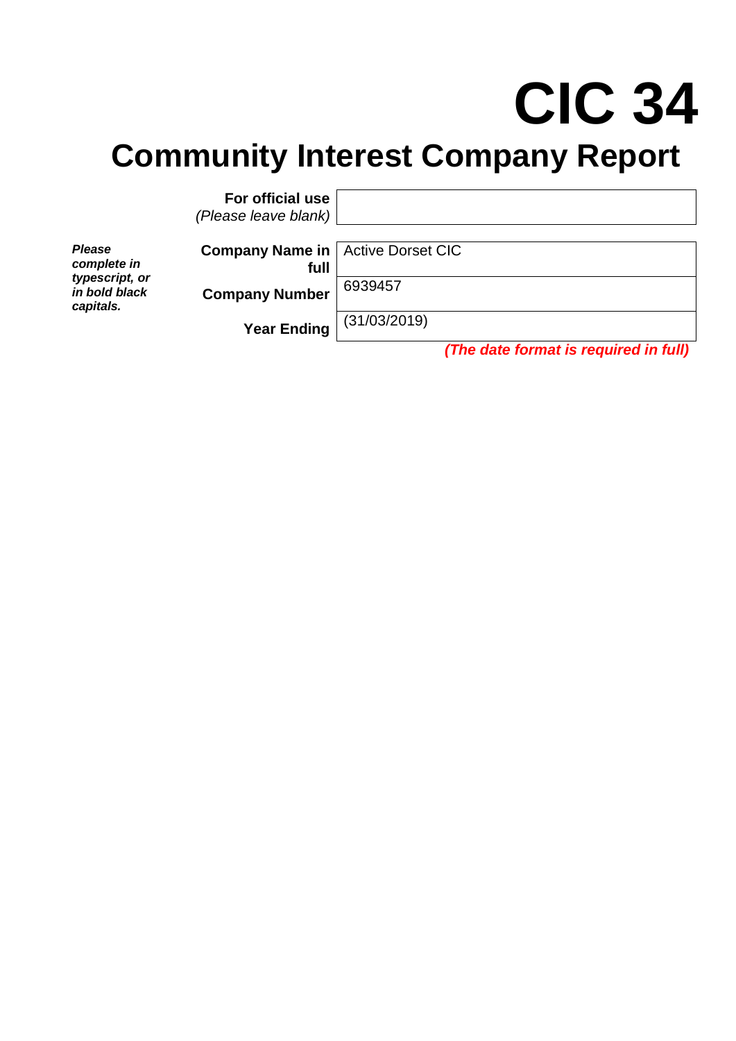# CIC 34

## Community Interest Company Report

*Please complete in typescript, or in bold black capitals.*

| | |
|---|---|
| **For official use** *(Please leave blank)* | |
| **Company Name in full** | Active Dorset CIC |
| **Company Number** | 6939457 |
| **Year Ending** | (31/03/2019) |

***(The date format is required in full)***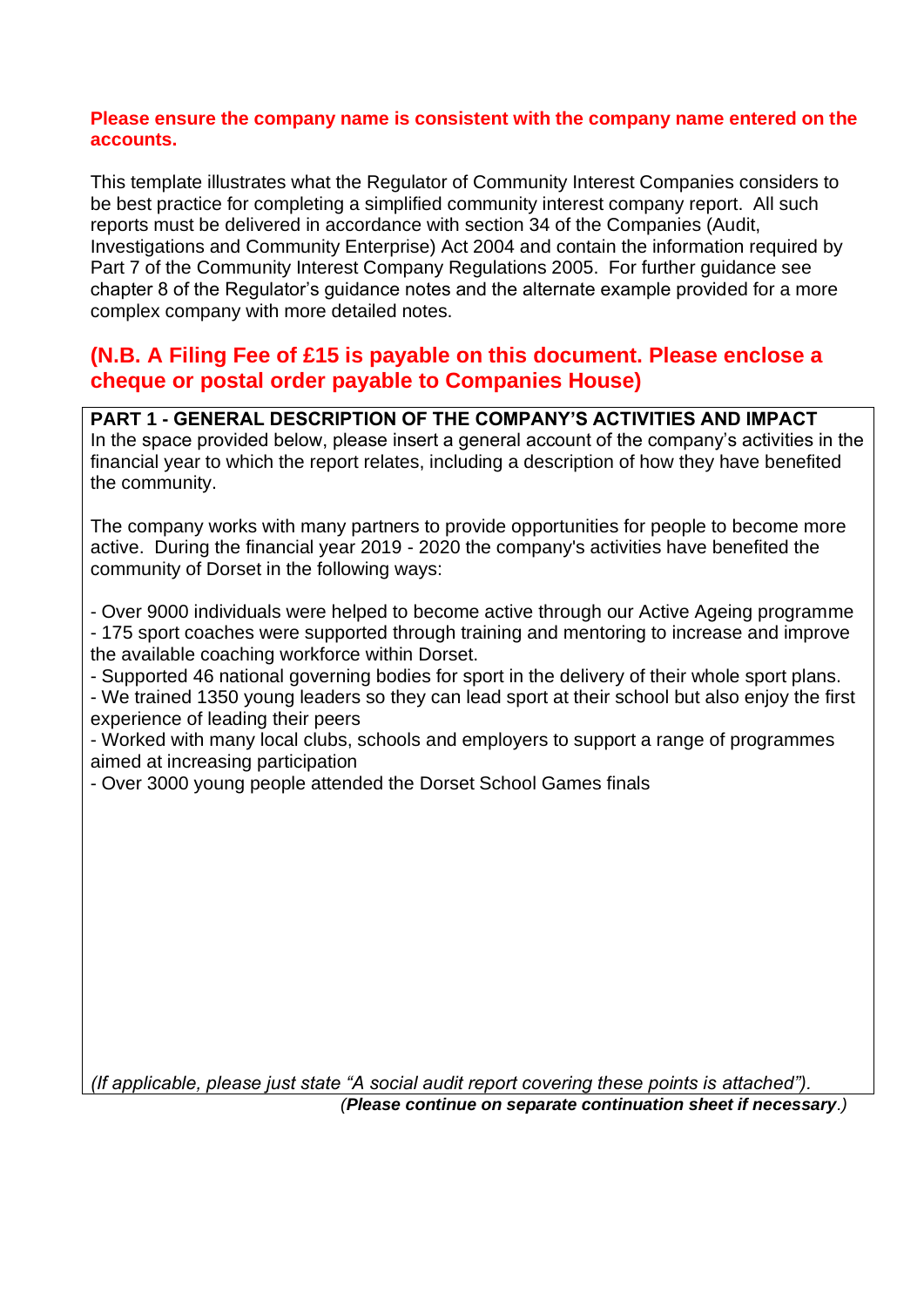**Please ensure the company name is consistent with the company name entered on the accounts.**

This template illustrates what the Regulator of Community Interest Companies considers to be best practice for completing a simplified community interest company report. All such reports must be delivered in accordance with section 34 of the Companies (Audit, Investigations and Community Enterprise) Act 2004 and contain the information required by Part 7 of the Community Interest Company Regulations 2005. For further guidance see chapter 8 of the Regulator's guidance notes and the alternate example provided for a more complex company with more detailed notes.

## (N.B. A Filing Fee of £15 is payable on this document. Please enclose a cheque or postal order payable to Companies House)

**PART 1 - GENERAL DESCRIPTION OF THE COMPANY'S ACTIVITIES AND IMPACT**

In the space provided below, please insert a general account of the company's activities in the financial year to which the report relates, including a description of how they have benefited the community.

The company works with many partners to provide opportunities for people to become more active. During the financial year 2019 - 2020 the company's activities have benefited the community of Dorset in the following ways:

- Over 9000 individuals were helped to become active through our Active Ageing programme
- 175 sport coaches were supported through training and mentoring to increase and improve the available coaching workforce within Dorset.
- Supported 46 national governing bodies for sport in the delivery of their whole sport plans.
- We trained 1350 young leaders so they can lead sport at their school but also enjoy the first experience of leading their peers
- Worked with many local clubs, schools and employers to support a range of programmes aimed at increasing participation
- Over 3000 young people attended the Dorset School Games finals

*(If applicable, please just state "A social audit report covering these points is attached").*

*(**Please continue on separate continuation sheet if necessary**.)*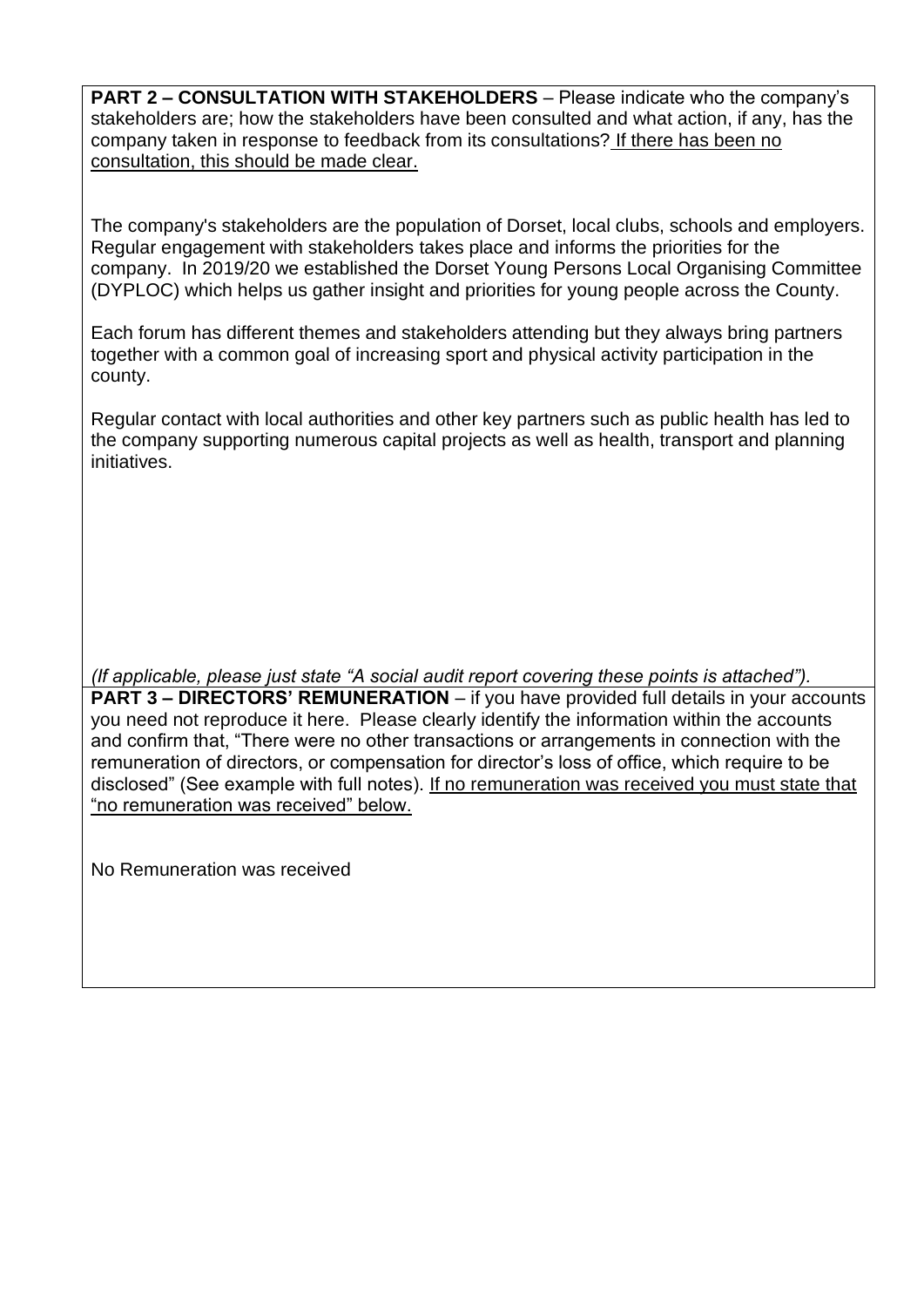**PART 2 – CONSULTATION WITH STAKEHOLDERS** – Please indicate who the company's stakeholders are; how the stakeholders have been consulted and what action, if any, has the company taken in response to feedback from its consultations? If there has been no consultation, this should be made clear.

The company's stakeholders are the population of Dorset, local clubs, schools and employers. Regular engagement with stakeholders takes place and informs the priorities for the company. In 2019/20 we established the Dorset Young Persons Local Organising Committee (DYPLOC) which helps us gather insight and priorities for young people across the County.

Each forum has different themes and stakeholders attending but they always bring partners together with a common goal of increasing sport and physical activity participation in the county.

Regular contact with local authorities and other key partners such as public health has led to the company supporting numerous capital projects as well as health, transport and planning initiatives.

*(If applicable, please just state "A social audit report covering these points is attached").*

**PART 3 – DIRECTORS' REMUNERATION** – if you have provided full details in your accounts you need not reproduce it here. Please clearly identify the information within the accounts and confirm that, "There were no other transactions or arrangements in connection with the remuneration of directors, or compensation for director's loss of office, which require to be disclosed" (See example with full notes). If no remuneration was received you must state that "no remuneration was received" below.

No Remuneration was received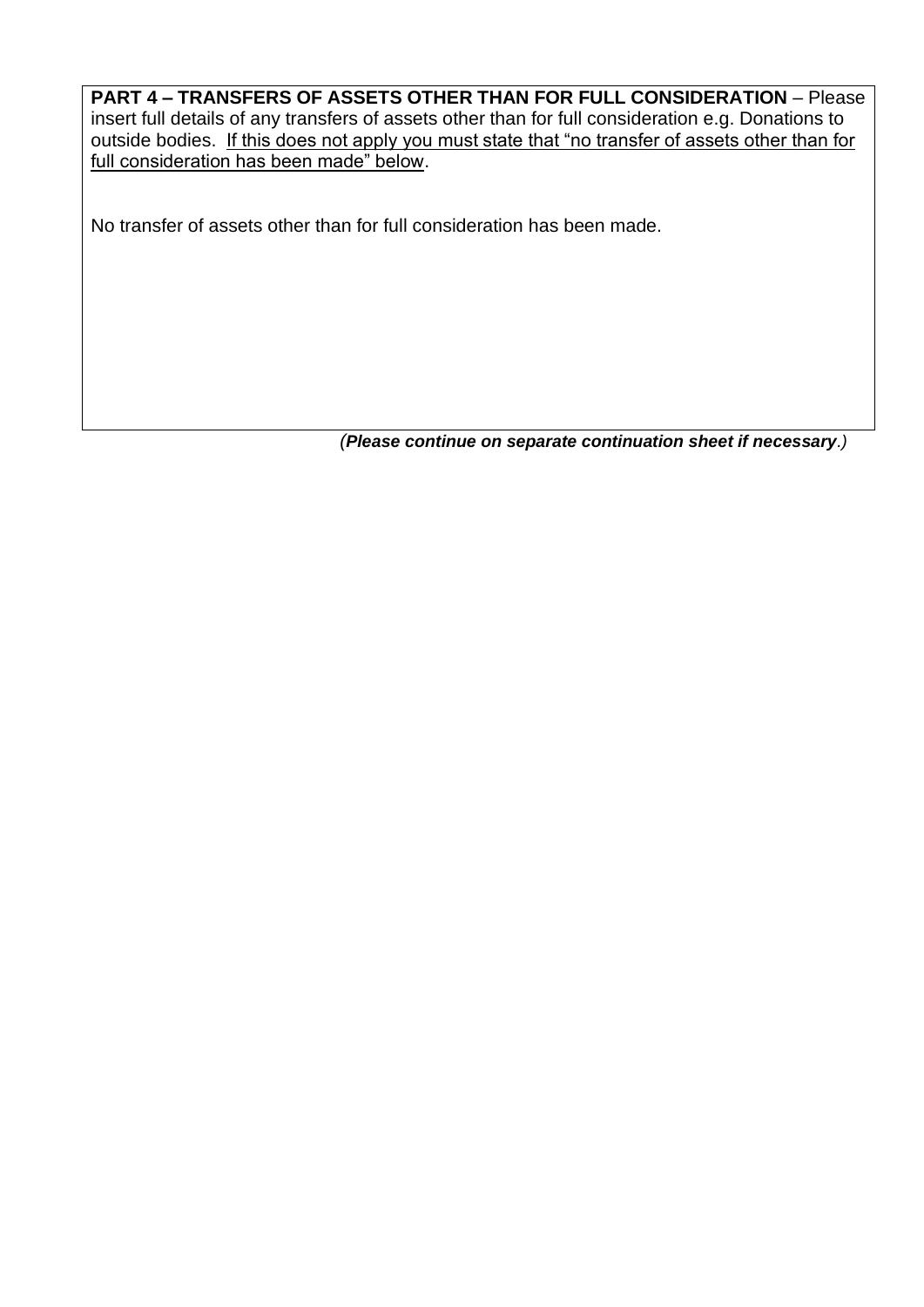**PART 4 – TRANSFERS OF ASSETS OTHER THAN FOR FULL CONSIDERATION** – Please insert full details of any transfers of assets other than for full consideration e.g. Donations to outside bodies. <u>If this does not apply you must state that "no transfer of assets other than for full consideration has been made" below</u>.

No transfer of assets other than for full consideration has been made.

*(**Please continue on separate continuation sheet if necessary**.)*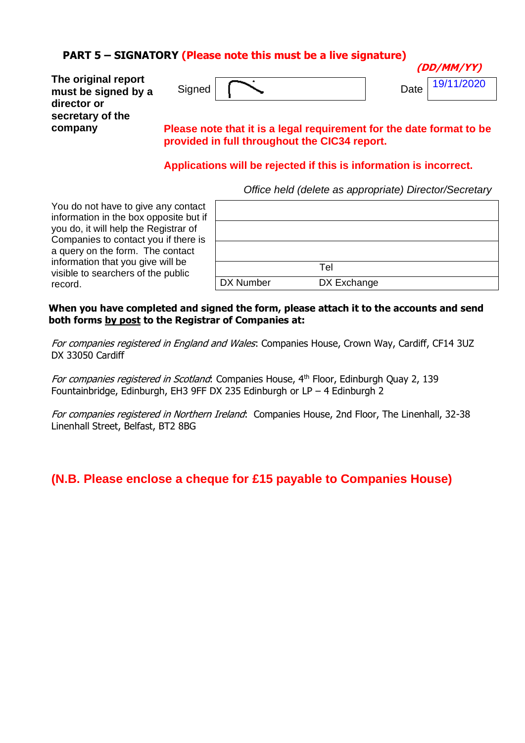## PART 5 – SIGNATORY (Please note this must be a live signature)

| | | | |
|---|---|---|---|
| **The original report must be signed by a director or secretary of the company** | Signed | | Date *(DD/MM/YY)* 19/11/2020 |

**Please note that it is a legal requirement for the date format to be provided in full throughout the CIC34 report.**

**Applications will be rejected if this is information is incorrect.**

*Office held (delete as appropriate) Director/Secretary*

You do not have to give any contact information in the box opposite but if you do, it will help the Registrar of Companies to contact you if there is a query on the form. The contact information that you give will be visible to searchers of the public record.

| | |
|---|---|
| | |
| | |
| | |
| | Tel |
| DX Number | DX Exchange |

**When you have completed and signed the form, please attach it to the accounts and send both forms by post to the Registrar of Companies at:**

*For companies registered in England and Wales*: Companies House, Crown Way, Cardiff, CF14 3UZ DX 33050 Cardiff

*For companies registered in Scotland*: Companies House, 4th Floor, Edinburgh Quay 2, 139 Fountainbridge, Edinburgh, EH3 9FF DX 235 Edinburgh or LP – 4 Edinburgh 2

*For companies registered in Northern Ireland*: Companies House, 2nd Floor, The Linenhall, 32-38 Linenhall Street, Belfast, BT2 8BG

**(N.B. Please enclose a cheque for £15 payable to Companies House)**